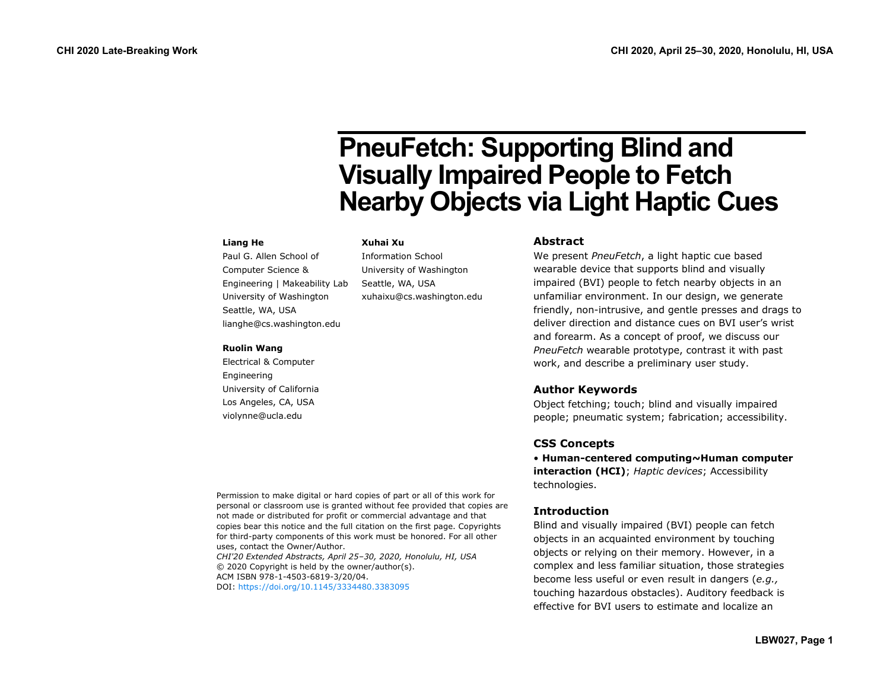# PneuFetch: Supporting Blind and Visually Impaired People to Fetch Nearby Objects via Light Haptic Cues

**Liang He**
Paul G. Allen School of Computer Science & Engineering | Makeability Lab
University of Washington
Seattle, WA, USA
lianghe@cs.washington.edu

**Xuhai Xu**
Information School
University of Washington
Seattle, WA, USA
xuhaixu@cs.washington.edu

**Ruolin Wang**
Electrical & Computer Engineering
University of California
Los Angeles, CA, USA
violynne@ucla.edu

Permission to make digital or hard copies of part or all of this work for personal or classroom use is granted without fee provided that copies are not made or distributed for profit or commercial advantage and that copies bear this notice and the full citation on the first page. Copyrights for third-party components of this work must be honored. For all other uses, contact the Owner/Author.
*CHI'20 Extended Abstracts, April 25–30, 2020, Honolulu, HI, USA*
© 2020 Copyright is held by the owner/author(s).
ACM ISBN 978-1-4503-6819-3/20/04.
DOI: https://doi.org/10.1145/3334480.3383095

## Abstract

We present *PneuFetch*, a light haptic cue based wearable device that supports blind and visually impaired (BVI) people to fetch nearby objects in an unfamiliar environment. In our design, we generate friendly, non-intrusive, and gentle presses and drags to deliver direction and distance cues on BVI user's wrist and forearm. As a concept of proof, we discuss our *PneuFetch* wearable prototype, contrast it with past work, and describe a preliminary user study.

## Author Keywords

Object fetching; touch; blind and visually impaired people; pneumatic system; fabrication; accessibility.

## CSS Concepts

• **Human-centered computing~Human computer interaction (HCI)**; *Haptic devices*; Accessibility technologies.

## Introduction

Blind and visually impaired (BVI) people can fetch objects in an acquainted environment by touching objects or relying on their memory. However, in a complex and less familiar situation, those strategies become less useful or even result in dangers (*e.g.,* touching hazardous obstacles). Auditory feedback is effective for BVI users to estimate and localize an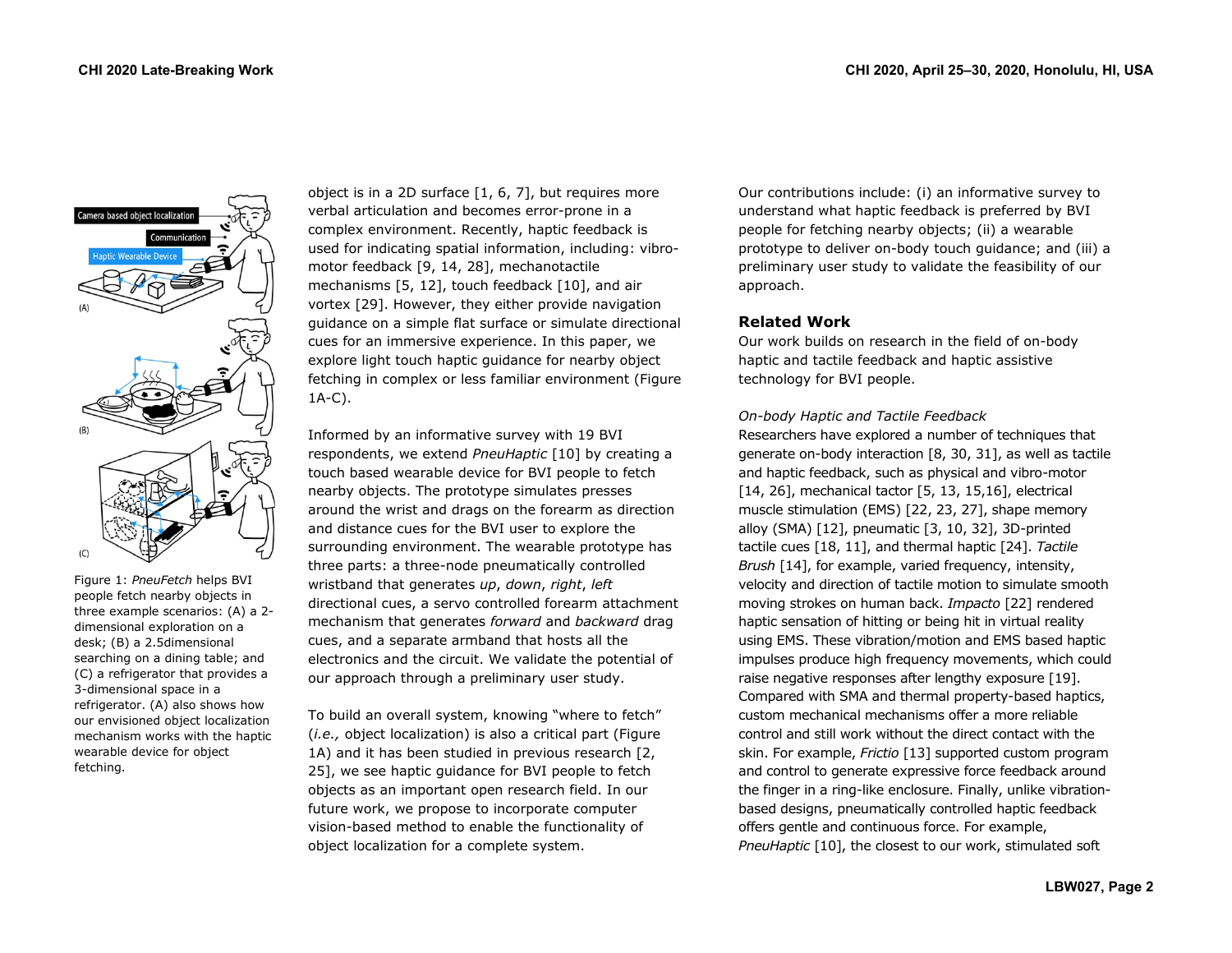Figure 1: *PneuFetch* helps BVI people fetch nearby objects in three example scenarios: (A) a 2-dimensional exploration on a desk; (B) a 2.5dimensional searching on a dining table; and (C) a refrigerator that provides a 3-dimensional space in a refrigerator. (A) also shows how our envisioned object localization mechanism works with the haptic wearable device for object fetching.

object is in a 2D surface [1, 6, 7], but requires more verbal articulation and becomes error-prone in a complex environment. Recently, haptic feedback is used for indicating spatial information, including: vibro-motor feedback [9, 14, 28], mechanotactile mechanisms [5, 12], touch feedback [10], and air vortex [29]. However, they either provide navigation guidance on a simple flat surface or simulate directional cues for an immersive experience. In this paper, we explore light touch haptic guidance for nearby object fetching in complex or less familiar environment (Figure 1A-C).

Informed by an informative survey with 19 BVI respondents, we extend *PneuHaptic* [10] by creating a touch based wearable device for BVI people to fetch nearby objects. The prototype simulates presses around the wrist and drags on the forearm as direction and distance cues for the BVI user to explore the surrounding environment. The wearable prototype has three parts: a three-node pneumatically controlled wristband that generates *up*, *down*, *right*, *left* directional cues, a servo controlled forearm attachment mechanism that generates *forward* and *backward* drag cues, and a separate armband that hosts all the electronics and the circuit. We validate the potential of our approach through a preliminary user study.

To build an overall system, knowing "where to fetch" (*i.e.,* object localization) is also a critical part (Figure 1A) and it has been studied in previous research [2, 25], we see haptic guidance for BVI people to fetch objects as an important open research field. In our future work, we propose to incorporate computer vision-based method to enable the functionality of object localization for a complete system.

Our contributions include: (i) an informative survey to understand what haptic feedback is preferred by BVI people for fetching nearby objects; (ii) a wearable prototype to deliver on-body touch guidance; and (iii) a preliminary user study to validate the feasibility of our approach.

## Related Work

Our work builds on research in the field of on-body haptic and tactile feedback and haptic assistive technology for BVI people.

### *On-body Haptic and Tactile Feedback*

Researchers have explored a number of techniques that generate on-body interaction [8, 30, 31], as well as tactile and haptic feedback, such as physical and vibro-motor [14, 26], mechanical tactor [5, 13, 15,16], electrical muscle stimulation (EMS) [22, 23, 27], shape memory alloy (SMA) [12], pneumatic [3, 10, 32], 3D-printed tactile cues [18, 11], and thermal haptic [24]. *Tactile Brush* [14], for example, varied frequency, intensity, velocity and direction of tactile motion to simulate smooth moving strokes on human back. *Impacto* [22] rendered haptic sensation of hitting or being hit in virtual reality using EMS. These vibration/motion and EMS based haptic impulses produce high frequency movements, which could raise negative responses after lengthy exposure [19]. Compared with SMA and thermal property-based haptics, custom mechanical mechanisms offer a more reliable control and still work without the direct contact with the skin. For example, *Frictio* [13] supported custom program and control to generate expressive force feedback around the finger in a ring-like enclosure. Finally, unlike vibration-based designs, pneumatically controlled haptic feedback offers gentle and continuous force. For example, *PneuHaptic* [10], the closest to our work, stimulated soft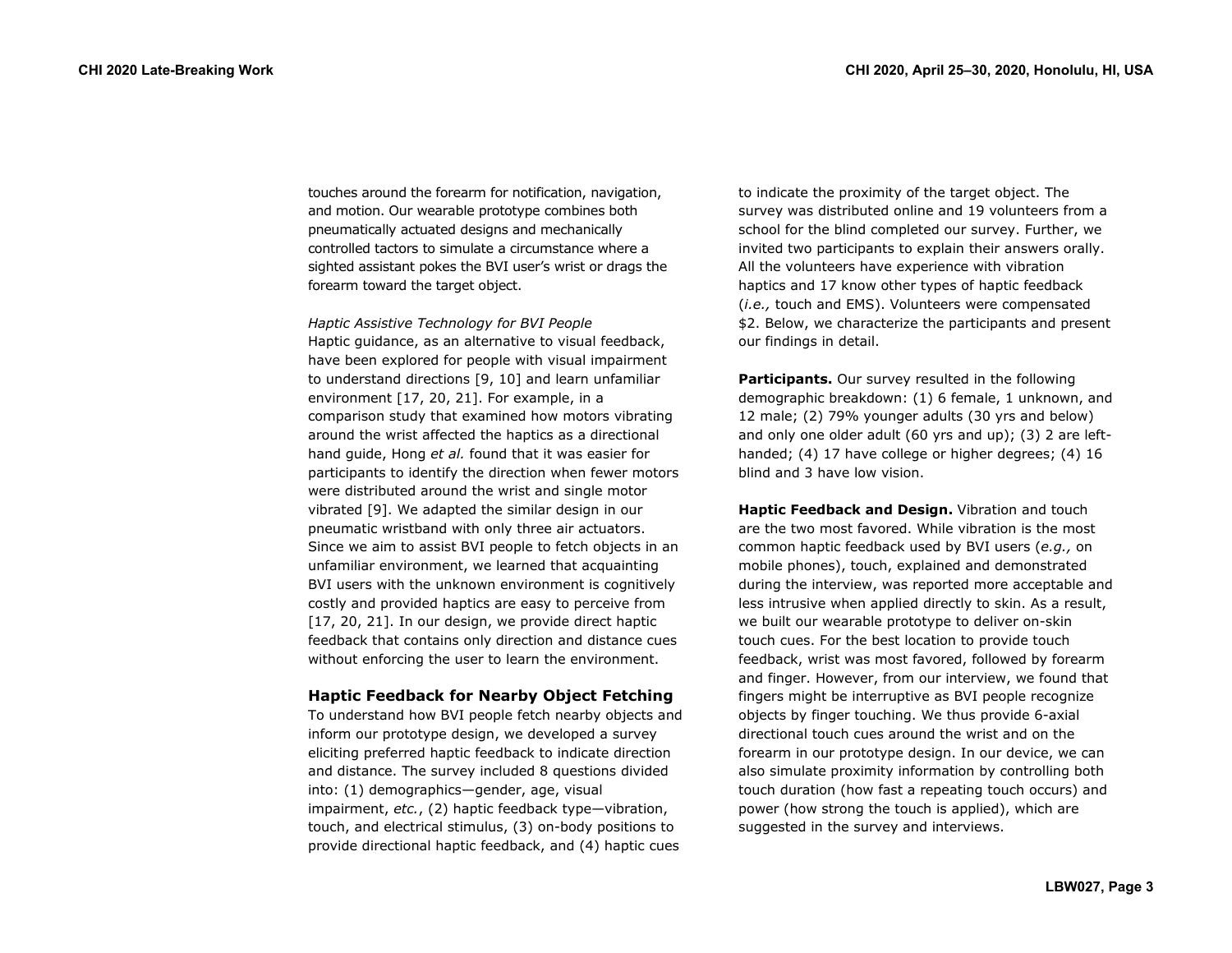touches around the forearm for notification, navigation, and motion. Our wearable prototype combines both pneumatically actuated designs and mechanically controlled tactors to simulate a circumstance where a sighted assistant pokes the BVI user's wrist or drags the forearm toward the target object.

*Haptic Assistive Technology for BVI People*
Haptic guidance, as an alternative to visual feedback, have been explored for people with visual impairment to understand directions [9, 10] and learn unfamiliar environment [17, 20, 21]. For example, in a comparison study that examined how motors vibrating around the wrist affected the haptics as a directional hand guide, Hong *et al.* found that it was easier for participants to identify the direction when fewer motors were distributed around the wrist and single motor vibrated [9]. We adapted the similar design in our pneumatic wristband with only three air actuators. Since we aim to assist BVI people to fetch objects in an unfamiliar environment, we learned that acquainting BVI users with the unknown environment is cognitively costly and provided haptics are easy to perceive from [17, 20, 21]. In our design, we provide direct haptic feedback that contains only direction and distance cues without enforcing the user to learn the environment.

## Haptic Feedback for Nearby Object Fetching

To understand how BVI people fetch nearby objects and inform our prototype design, we developed a survey eliciting preferred haptic feedback to indicate direction and distance. The survey included 8 questions divided into: (1) demographics—gender, age, visual impairment, *etc.*, (2) haptic feedback type—vibration, touch, and electrical stimulus, (3) on-body positions to provide directional haptic feedback, and (4) haptic cues to indicate the proximity of the target object. The survey was distributed online and 19 volunteers from a school for the blind completed our survey. Further, we invited two participants to explain their answers orally. All the volunteers have experience with vibration haptics and 17 know other types of haptic feedback (*i.e.,* touch and EMS). Volunteers were compensated $2. Below, we characterize the participants and present our findings in detail.

**Participants.** Our survey resulted in the following demographic breakdown: (1) 6 female, 1 unknown, and 12 male; (2) 79% younger adults (30 yrs and below) and only one older adult (60 yrs and up); (3) 2 are left-handed; (4) 17 have college or higher degrees; (4) 16 blind and 3 have low vision.

**Haptic Feedback and Design.** Vibration and touch are the two most favored. While vibration is the most common haptic feedback used by BVI users (*e.g.,* on mobile phones), touch, explained and demonstrated during the interview, was reported more acceptable and less intrusive when applied directly to skin. As a result, we built our wearable prototype to deliver on-skin touch cues. For the best location to provide touch feedback, wrist was most favored, followed by forearm and finger. However, from our interview, we found that fingers might be interruptive as BVI people recognize objects by finger touching. We thus provide 6-axial directional touch cues around the wrist and on the forearm in our prototype design. In our device, we can also simulate proximity information by controlling both touch duration (how fast a repeating touch occurs) and power (how strong the touch is applied), which are suggested in the survey and interviews.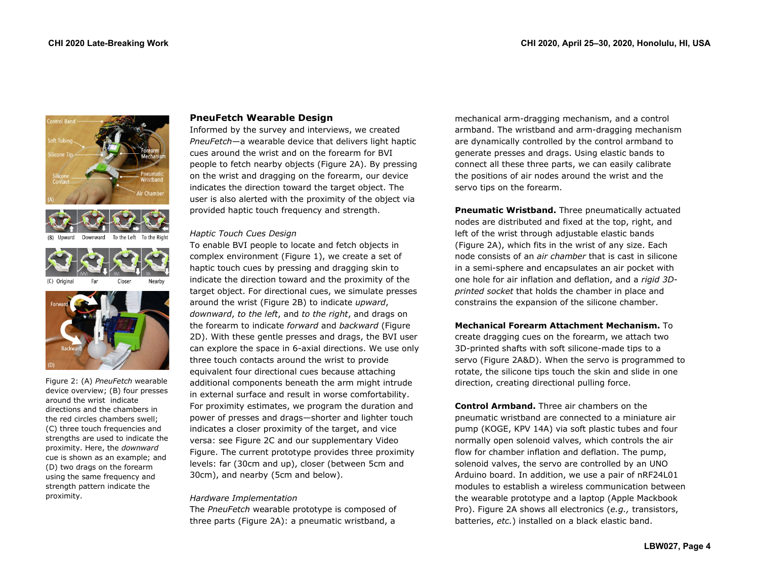Figure 2: (A) *PneuFetch* wearable device overview; (B) four presses around the wrist indicate directions and the chambers in the red circles chambers swell; (C) three touch frequencies and strengths are used to indicate the proximity. Here, the *downward* cue is shown as an example; and (D) two drags on the forearm using the same frequency and strength pattern indicate the proximity.

## PneuFetch Wearable Design

Informed by the survey and interviews, we created *PneuFetch*—a wearable device that delivers light haptic cues around the wrist and on the forearm for BVI people to fetch nearby objects (Figure 2A). By pressing on the wrist and dragging on the forearm, our device indicates the direction toward the target object. The user is also alerted with the proximity of the object via provided haptic touch frequency and strength.

### *Haptic Touch Cues Design*

To enable BVI people to locate and fetch objects in complex environment (Figure 1), we create a set of haptic touch cues by pressing and dragging skin to indicate the direction toward and the proximity of the target object. For directional cues, we simulate presses around the wrist (Figure 2B) to indicate *upward*, *downward*, *to the left*, and *to the right*, and drags on the forearm to indicate *forward* and *backward* (Figure 2D). With these gentle presses and drags, the BVI user can explore the space in 6-axial directions. We use only three touch contacts around the wrist to provide equivalent four directional cues because attaching additional components beneath the arm might intrude in external surface and result in worse comfortability. For proximity estimates, we program the duration and power of presses and drags—shorter and lighter touch indicates a closer proximity of the target, and vice versa: see Figure 2C and our supplementary Video Figure. The current prototype provides three proximity levels: far (30cm and up), closer (between 5cm and 30cm), and nearby (5cm and below).

### *Hardware Implementation*

The *PneuFetch* wearable prototype is composed of three parts (Figure 2A): a pneumatic wristband, a mechanical arm-dragging mechanism, and a control armband. The wristband and arm-dragging mechanism are dynamically controlled by the control armband to generate presses and drags. Using elastic bands to connect all these three parts, we can easily calibrate the positions of air nodes around the wrist and the servo tips on the forearm.

**Pneumatic Wristband.** Three pneumatically actuated nodes are distributed and fixed at the top, right, and left of the wrist through adjustable elastic bands (Figure 2A), which fits in the wrist of any size. Each node consists of an *air chamber* that is cast in silicone in a semi-sphere and encapsulates an air pocket with one hole for air inflation and deflation, and a *rigid 3D-printed socket* that holds the chamber in place and constrains the expansion of the silicone chamber.

**Mechanical Forearm Attachment Mechanism.** To create dragging cues on the forearm, we attach two 3D-printed shafts with soft silicone-made tips to a servo (Figure 2A&D). When the servo is programmed to rotate, the silicone tips touch the skin and slide in one direction, creating directional pulling force.

**Control Armband.** Three air chambers on the pneumatic wristband are connected to a miniature air pump (KOGE, KPV 14A) via soft plastic tubes and four normally open solenoid valves, which controls the air flow for chamber inflation and deflation. The pump, solenoid valves, the servo are controlled by an UNO Arduino board. In addition, we use a pair of nRF24L01 modules to establish a wireless communication between the wearable prototype and a laptop (Apple Mackbook Pro). Figure 2A shows all electronics (*e.g.,* transistors, batteries, *etc.*) installed on a black elastic band.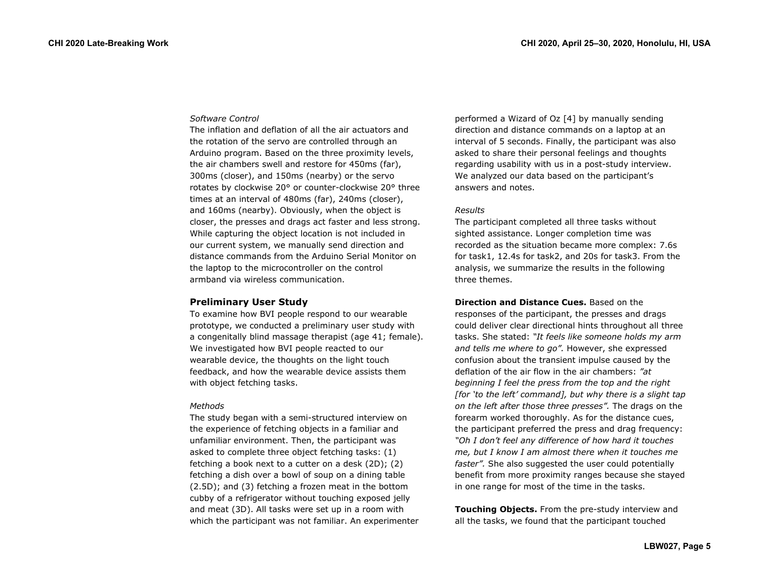*Software Control*

The inflation and deflation of all the air actuators and the rotation of the servo are controlled through an Arduino program. Based on the three proximity levels, the air chambers swell and restore for 450ms (far), 300ms (closer), and 150ms (nearby) or the servo rotates by clockwise 20° or counter-clockwise 20° three times at an interval of 480ms (far), 240ms (closer), and 160ms (nearby). Obviously, when the object is closer, the presses and drags act faster and less strong. While capturing the object location is not included in our current system, we manually send direction and distance commands from the Arduino Serial Monitor on the laptop to the microcontroller on the control armband via wireless communication.

## Preliminary User Study

To examine how BVI people respond to our wearable prototype, we conducted a preliminary user study with a congenitally blind massage therapist (age 41; female). We investigated how BVI people reacted to our wearable device, the thoughts on the light touch feedback, and how the wearable device assists them with object fetching tasks.

*Methods*

The study began with a semi-structured interview on the experience of fetching objects in a familiar and unfamiliar environment. Then, the participant was asked to complete three object fetching tasks: (1) fetching a book next to a cutter on a desk (2D); (2) fetching a dish over a bowl of soup on a dining table (2.5D); and (3) fetching a frozen meat in the bottom cubby of a refrigerator without touching exposed jelly and meat (3D). All tasks were set up in a room with which the participant was not familiar. An experimenter performed a Wizard of Oz [4] by manually sending direction and distance commands on a laptop at an interval of 5 seconds. Finally, the participant was also asked to share their personal feelings and thoughts regarding usability with us in a post-study interview. We analyzed our data based on the participant's answers and notes.

*Results*

The participant completed all three tasks without sighted assistance. Longer completion time was recorded as the situation became more complex: 7.6s for task1, 12.4s for task2, and 20s for task3. From the analysis, we summarize the results in the following three themes.

**Direction and Distance Cues.** Based on the responses of the participant, the presses and drags could deliver clear directional hints throughout all three tasks. She stated: *"It feels like someone holds my arm and tells me where to go".* However, she expressed confusion about the transient impulse caused by the deflation of the air flow in the air chambers: *"at beginning I feel the press from the top and the right [for 'to the left' command], but why there is a slight tap on the left after those three presses".* The drags on the forearm worked thoroughly. As for the distance cues, the participant preferred the press and drag frequency: *"Oh I don't feel any difference of how hard it touches me, but I know I am almost there when it touches me faster".* She also suggested the user could potentially benefit from more proximity ranges because she stayed in one range for most of the time in the tasks.

**Touching Objects.** From the pre-study interview and all the tasks, we found that the participant touched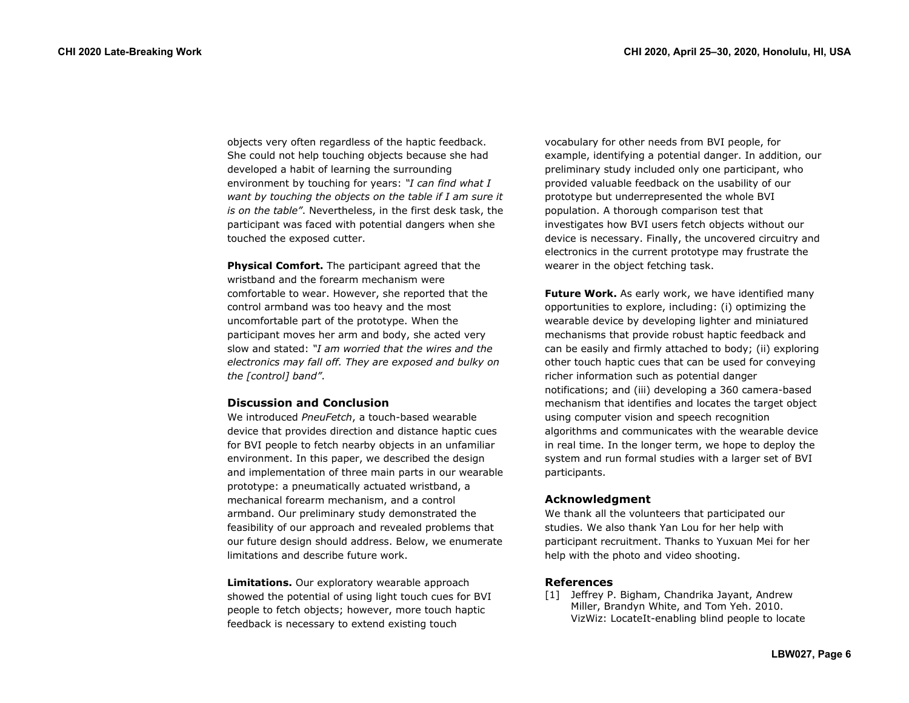objects very often regardless of the haptic feedback. She could not help touching objects because she had developed a habit of learning the surrounding environment by touching for years: *"I can find what I want by touching the objects on the table if I am sure it is on the table"*. Nevertheless, in the first desk task, the participant was faced with potential dangers when she touched the exposed cutter.

**Physical Comfort.** The participant agreed that the wristband and the forearm mechanism were comfortable to wear. However, she reported that the control armband was too heavy and the most uncomfortable part of the prototype. When the participant moves her arm and body, she acted very slow and stated: *"I am worried that the wires and the electronics may fall off. They are exposed and bulky on the [control] band"*.

## Discussion and Conclusion

We introduced *PneuFetch*, a touch-based wearable device that provides direction and distance haptic cues for BVI people to fetch nearby objects in an unfamiliar environment. In this paper, we described the design and implementation of three main parts in our wearable prototype: a pneumatically actuated wristband, a mechanical forearm mechanism, and a control armband. Our preliminary study demonstrated the feasibility of our approach and revealed problems that our future design should address. Below, we enumerate limitations and describe future work.

**Limitations.** Our exploratory wearable approach showed the potential of using light touch cues for BVI people to fetch objects; however, more touch haptic feedback is necessary to extend existing touch vocabulary for other needs from BVI people, for example, identifying a potential danger. In addition, our preliminary study included only one participant, who provided valuable feedback on the usability of our prototype but underrepresented the whole BVI population. A thorough comparison test that investigates how BVI users fetch objects without our device is necessary. Finally, the uncovered circuitry and electronics in the current prototype may frustrate the wearer in the object fetching task.

**Future Work.** As early work, we have identified many opportunities to explore, including: (i) optimizing the wearable device by developing lighter and miniatured mechanisms that provide robust haptic feedback and can be easily and firmly attached to body; (ii) exploring other touch haptic cues that can be used for conveying richer information such as potential danger notifications; and (iii) developing a 360 camera-based mechanism that identifies and locates the target object using computer vision and speech recognition algorithms and communicates with the wearable device in real time. In the longer term, we hope to deploy the system and run formal studies with a larger set of BVI participants.

## Acknowledgment

We thank all the volunteers that participated our studies. We also thank Yan Lou for her help with participant recruitment. Thanks to Yuxuan Mei for her help with the photo and video shooting.

## References

[1] Jeffrey P. Bigham, Chandrika Jayant, Andrew Miller, Brandyn White, and Tom Yeh. 2010. VizWiz: LocateIt-enabling blind people to locate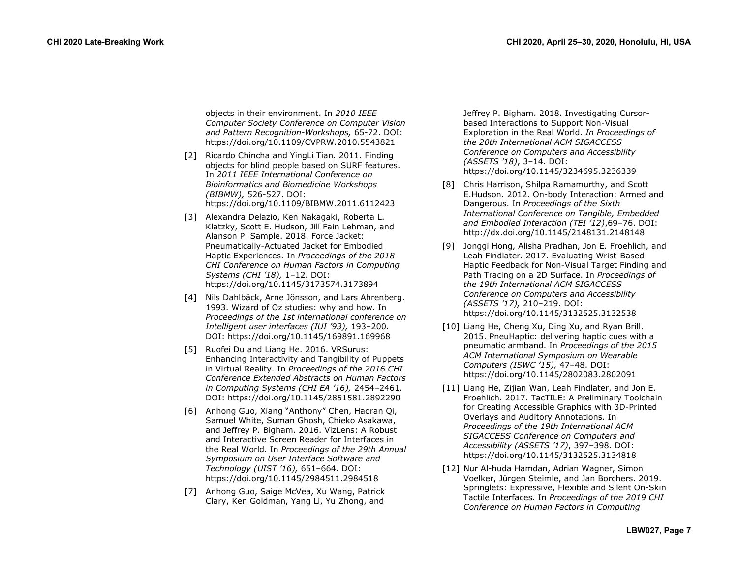objects in their environment. In *2010 IEEE Computer Society Conference on Computer Vision and Pattern Recognition-Workshops,* 65-72. DOI: https://doi.org/10.1109/CVPRW.2010.5543821

[2] Ricardo Chincha and YingLi Tian. 2011. Finding objects for blind people based on SURF features. In *2011 IEEE International Conference on Bioinformatics and Biomedicine Workshops (BIBMW),* 526-527. DOI: https://doi.org/10.1109/BIBMW.2011.6112423

[3] Alexandra Delazio, Ken Nakagaki, Roberta L. Klatzky, Scott E. Hudson, Jill Fain Lehman, and Alanson P. Sample. 2018. Force Jacket: Pneumatically-Actuated Jacket for Embodied Haptic Experiences. In *Proceedings of the 2018 CHI Conference on Human Factors in Computing Systems (CHI '18),* 1–12. DOI: https://doi.org/10.1145/3173574.3173894

[4] Nils Dahlbäck, Arne Jönsson, and Lars Ahrenberg. 1993. Wizard of Oz studies: why and how. In *Proceedings of the 1st international conference on Intelligent user interfaces (IUI '93),* 193–200. DOI: https://doi.org/10.1145/169891.169968

[5] Ruofei Du and Liang He. 2016. VRSurus: Enhancing Interactivity and Tangibility of Puppets in Virtual Reality. In *Proceedings of the 2016 CHI Conference Extended Abstracts on Human Factors in Computing Systems (CHI EA '16),* 2454–2461. DOI: https://doi.org/10.1145/2851581.2892290

[6] Anhong Guo, Xiang "Anthony" Chen, Haoran Qi, Samuel White, Suman Ghosh, Chieko Asakawa, and Jeffrey P. Bigham. 2016. VizLens: A Robust and Interactive Screen Reader for Interfaces in the Real World. In *Proceedings of the 29th Annual Symposium on User Interface Software and Technology (UIST '16),* 651–664. DOI: https://doi.org/10.1145/2984511.2984518

[7] Anhong Guo, Saige McVea, Xu Wang, Patrick Clary, Ken Goldman, Yang Li, Yu Zhong, and Jeffrey P. Bigham. 2018. Investigating Cursor-based Interactions to Support Non-Visual Exploration in the Real World. *In Proceedings of the 20th International ACM SIGACCESS Conference on Computers and Accessibility (ASSETS '18)*, 3–14. DOI: https://doi.org/10.1145/3234695.3236339

[8] Chris Harrison, Shilpa Ramamurthy, and Scott E.Hudson. 2012. On-body Interaction: Armed and Dangerous. In *Proceedings of the Sixth International Conference on Tangible, Embedded and Embodied Interaction (TEI '12)*,69–76. DOI: http://dx.doi.org/10.1145/2148131.2148148

[9] Jonggi Hong, Alisha Pradhan, Jon E. Froehlich, and Leah Findlater. 2017. Evaluating Wrist-Based Haptic Feedback for Non-Visual Target Finding and Path Tracing on a 2D Surface. In *Proceedings of the 19th International ACM SIGACCESS Conference on Computers and Accessibility (ASSETS '17),* 210–219. DOI: https://doi.org/10.1145/3132525.3132538

[10] Liang He, Cheng Xu, Ding Xu, and Ryan Brill. 2015. PneuHaptic: delivering haptic cues with a pneumatic armband. In *Proceedings of the 2015 ACM International Symposium on Wearable Computers (ISWC '15),* 47–48. DOI: https://doi.org/10.1145/2802083.2802091

[11] Liang He, Zijian Wan, Leah Findlater, and Jon E. Froehlich. 2017. TacTILE: A Preliminary Toolchain for Creating Accessible Graphics with 3D-Printed Overlays and Auditory Annotations. In *Proceedings of the 19th International ACM SIGACCESS Conference on Computers and Accessibility (ASSETS '17)*, 397–398. DOI: https://doi.org/10.1145/3132525.3134818

[12] Nur Al-huda Hamdan, Adrian Wagner, Simon Voelker, Jürgen Steimle, and Jan Borchers. 2019. Springlets: Expressive, Flexible and Silent On-Skin Tactile Interfaces. In *Proceedings of the 2019 CHI Conference on Human Factors in Computing*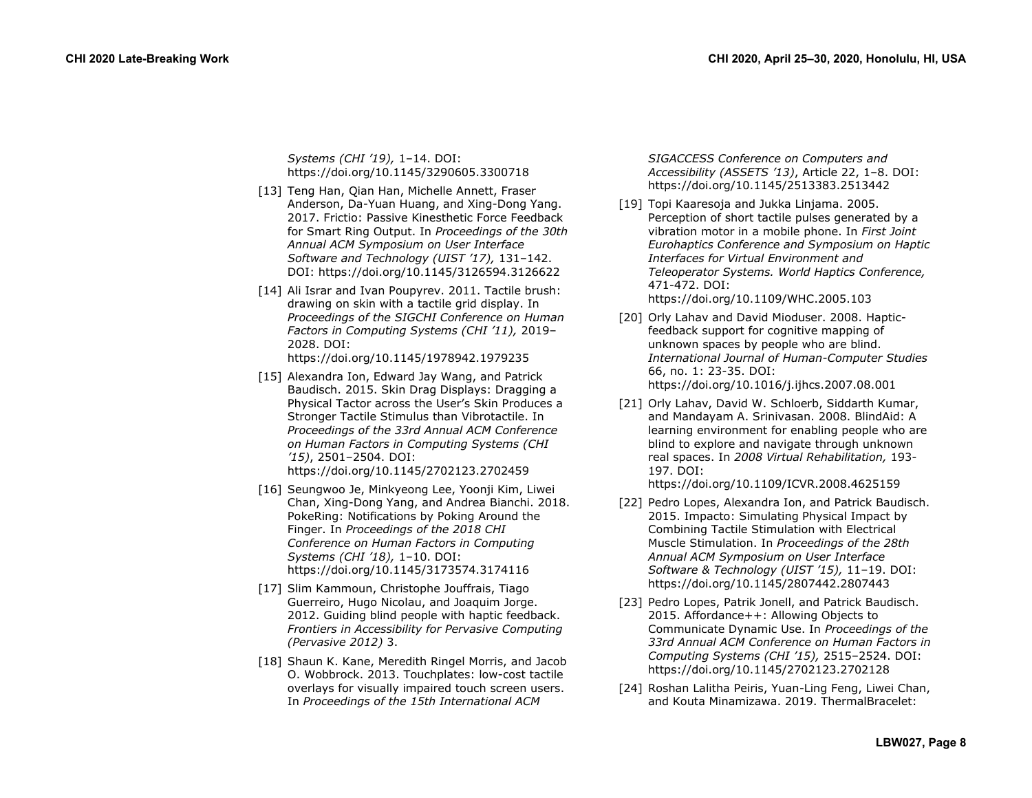*Systems (CHI '19),* 1–14. DOI: https://doi.org/10.1145/3290605.3300718

[13] Teng Han, Qian Han, Michelle Annett, Fraser Anderson, Da-Yuan Huang, and Xing-Dong Yang. 2017. Frictio: Passive Kinesthetic Force Feedback for Smart Ring Output. In *Proceedings of the 30th Annual ACM Symposium on User Interface Software and Technology (UIST '17),* 131–142. DOI: https://doi.org/10.1145/3126594.3126622

[14] Ali Israr and Ivan Poupyrev. 2011. Tactile brush: drawing on skin with a tactile grid display. In *Proceedings of the SIGCHI Conference on Human Factors in Computing Systems (CHI '11),* 2019–2028. DOI: https://doi.org/10.1145/1978942.1979235

[15] Alexandra Ion, Edward Jay Wang, and Patrick Baudisch. 2015. Skin Drag Displays: Dragging a Physical Tactor across the User's Skin Produces a Stronger Tactile Stimulus than Vibrotactile. In *Proceedings of the 33rd Annual ACM Conference on Human Factors in Computing Systems (CHI '15)*, 2501–2504. DOI: https://doi.org/10.1145/2702123.2702459

[16] Seungwoo Je, Minkyeong Lee, Yoonji Kim, Liwei Chan, Xing-Dong Yang, and Andrea Bianchi. 2018. PokeRing: Notifications by Poking Around the Finger. In *Proceedings of the 2018 CHI Conference on Human Factors in Computing Systems (CHI '18),* 1–10. DOI: https://doi.org/10.1145/3173574.3174116

[17] Slim Kammoun, Christophe Jouffrais, Tiago Guerreiro, Hugo Nicolau, and Joaquim Jorge. 2012. Guiding blind people with haptic feedback. *Frontiers in Accessibility for Pervasive Computing (Pervasive 2012)* 3.

[18] Shaun K. Kane, Meredith Ringel Morris, and Jacob O. Wobbrock. 2013. Touchplates: low-cost tactile overlays for visually impaired touch screen users. In *Proceedings of the 15th International ACM SIGACCESS Conference on Computers and Accessibility (ASSETS '13)*, Article 22, 1–8. DOI: https://doi.org/10.1145/2513383.2513442

[19] Topi Kaaresoja and Jukka Linjama. 2005. Perception of short tactile pulses generated by a vibration motor in a mobile phone. In *First Joint Eurohaptics Conference and Symposium on Haptic Interfaces for Virtual Environment and Teleoperator Systems. World Haptics Conference,* 471-472. DOI: https://doi.org/10.1109/WHC.2005.103

[20] Orly Lahav and David Mioduser. 2008. Haptic-feedback support for cognitive mapping of unknown spaces by people who are blind. *International Journal of Human-Computer Studies* 66, no. 1: 23-35. DOI: https://doi.org/10.1016/j.ijhcs.2007.08.001

[21] Orly Lahav, David W. Schloerb, Siddarth Kumar, and Mandayam A. Srinivasan. 2008. BlindAid: A learning environment for enabling people who are blind to explore and navigate through unknown real spaces. In *2008 Virtual Rehabilitation,* 193-197. DOI: https://doi.org/10.1109/ICVR.2008.4625159

[22] Pedro Lopes, Alexandra Ion, and Patrick Baudisch. 2015. Impacto: Simulating Physical Impact by Combining Tactile Stimulation with Electrical Muscle Stimulation. In *Proceedings of the 28th Annual ACM Symposium on User Interface Software & Technology (UIST '15),* 11–19. DOI: https://doi.org/10.1145/2807442.2807443

[23] Pedro Lopes, Patrik Jonell, and Patrick Baudisch. 2015. Affordance++: Allowing Objects to Communicate Dynamic Use. In *Proceedings of the 33rd Annual ACM Conference on Human Factors in Computing Systems (CHI '15),* 2515–2524. DOI: https://doi.org/10.1145/2702123.2702128

[24] Roshan Lalitha Peiris, Yuan-Ling Feng, Liwei Chan, and Kouta Minamizawa. 2019. ThermalBracelet: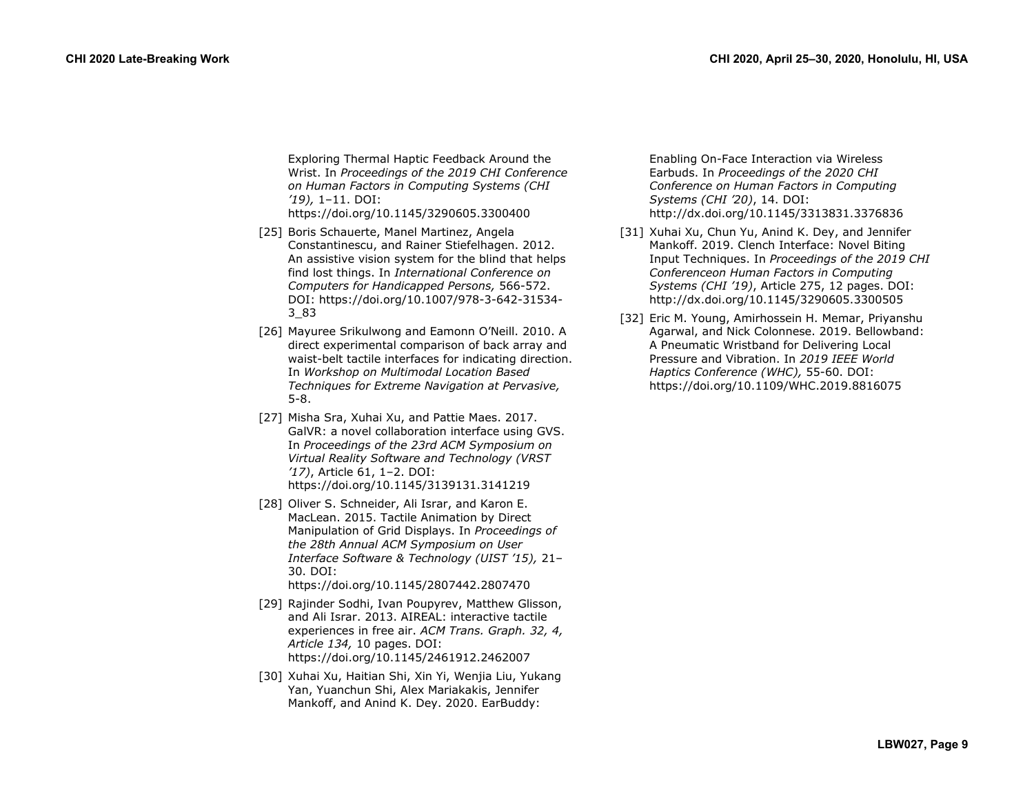Exploring Thermal Haptic Feedback Around the Wrist. In *Proceedings of the 2019 CHI Conference on Human Factors in Computing Systems (CHI '19),* 1–11. DOI: https://doi.org/10.1145/3290605.3300400

[25] Boris Schauerte, Manel Martinez, Angela Constantinescu, and Rainer Stiefelhagen. 2012. An assistive vision system for the blind that helps find lost things. In *International Conference on Computers for Handicapped Persons,* 566-572. DOI: https://doi.org/10.1007/978-3-642-31534-3_83

[26] Mayuree Srikulwong and Eamonn O'Neill. 2010. A direct experimental comparison of back array and waist-belt tactile interfaces for indicating direction. In *Workshop on Multimodal Location Based Techniques for Extreme Navigation at Pervasive,* 5-8.

[27] Misha Sra, Xuhai Xu, and Pattie Maes. 2017. GalVR: a novel collaboration interface using GVS. In *Proceedings of the 23rd ACM Symposium on Virtual Reality Software and Technology (VRST '17)*, Article 61, 1–2. DOI: https://doi.org/10.1145/3139131.3141219

[28] Oliver S. Schneider, Ali Israr, and Karon E. MacLean. 2015. Tactile Animation by Direct Manipulation of Grid Displays. In *Proceedings of the 28th Annual ACM Symposium on User Interface Software & Technology (UIST '15),* 21–30. DOI: https://doi.org/10.1145/2807442.2807470

[29] Rajinder Sodhi, Ivan Poupyrev, Matthew Glisson, and Ali Israr. 2013. AIREAL: interactive tactile experiences in free air. *ACM Trans. Graph. 32, 4, Article 134,* 10 pages. DOI: https://doi.org/10.1145/2461912.2462007

[30] Xuhai Xu, Haitian Shi, Xin Yi, Wenjia Liu, Yukang Yan, Yuanchun Shi, Alex Mariakakis, Jennifer Mankoff, and Anind K. Dey. 2020. EarBuddy: Enabling On-Face Interaction via Wireless Earbuds. In *Proceedings of the 2020 CHI Conference on Human Factors in Computing Systems (CHI '20)*, 14. DOI: http://dx.doi.org/10.1145/3313831.3376836

[31] Xuhai Xu, Chun Yu, Anind K. Dey, and Jennifer Mankoff. 2019. Clench Interface: Novel Biting Input Techniques. In *Proceedings of the 2019 CHI Conferenceon Human Factors in Computing Systems (CHI '19)*, Article 275, 12 pages. DOI: http://dx.doi.org/10.1145/3290605.3300505

[32] Eric M. Young, Amirhossein H. Memar, Priyanshu Agarwal, and Nick Colonnese. 2019. Bellowband: A Pneumatic Wristband for Delivering Local Pressure and Vibration. In *2019 IEEE World Haptics Conference (WHC),* 55-60. DOI: https://doi.org/10.1109/WHC.2019.8816075